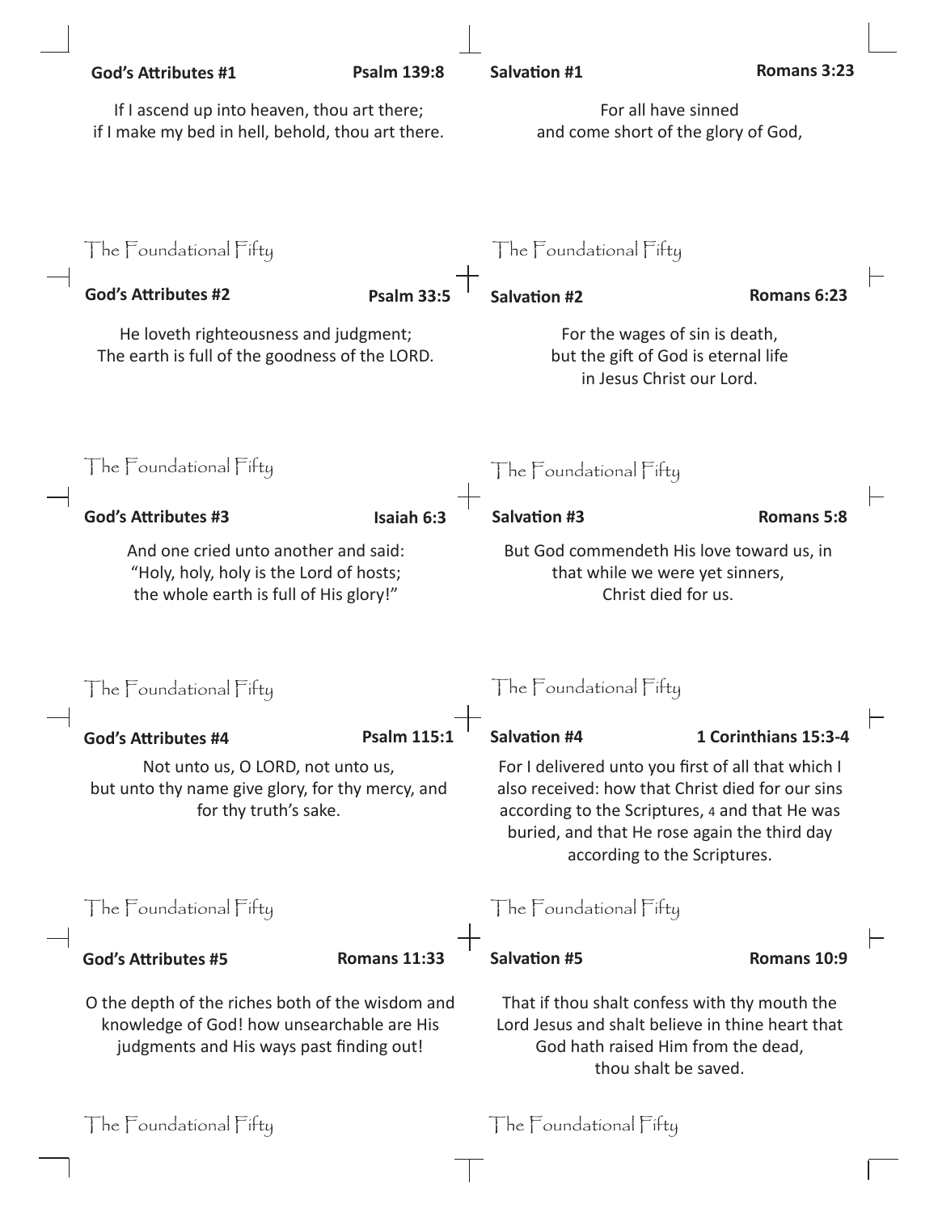**God's Attributes #1** **Psalm 139:8**

If I ascend up into heaven, thou art there;
if I make my bed in hell, behold, thou art there.

The Foundational Fifty

**God's Attributes #2** **Psalm 33:5**

He loveth righteousness and judgment;
The earth is full of the goodness of the LORD.

The Foundational Fifty

**God's Attributes #3** **Isaiah 6:3**

And one cried unto another and said:
"Holy, holy, holy is the Lord of hosts;
the whole earth is full of His glory!"

The Foundational Fifty

**God's Attributes #4** **Psalm 115:1**

Not unto us, O LORD, not unto us,
but unto thy name give glory, for thy mercy, and for thy truth's sake.

The Foundational Fifty

**God's Attributes #5** **Romans 11:33**

O the depth of the riches both of the wisdom and knowledge of God! how unsearchable are His judgments and His ways past finding out!

The Foundational Fifty

**Salvation #1** **Romans 3:23**

For all have sinned
and come short of the glory of God,

The Foundational Fifty

**Salvation #2** **Romans 6:23**

For the wages of sin is death,
but the gift of God is eternal life
in Jesus Christ our Lord.

The Foundational Fifty

**Salvation #3** **Romans 5:8**

But God commendeth His love toward us, in
that while we were yet sinners,
Christ died for us.

The Foundational Fifty

**Salvation #4** **1 Corinthians 15:3-4**

For I delivered unto you first of all that which I also received: how that Christ died for our sins according to the Scriptures, 4 and that He was buried, and that He rose again the third day according to the Scriptures.

The Foundational Fifty

**Salvation #5** **Romans 10:9**

That if thou shalt confess with thy mouth the Lord Jesus and shalt believe in thine heart that God hath raised Him from the dead,
thou shalt be saved.

The Foundational Fifty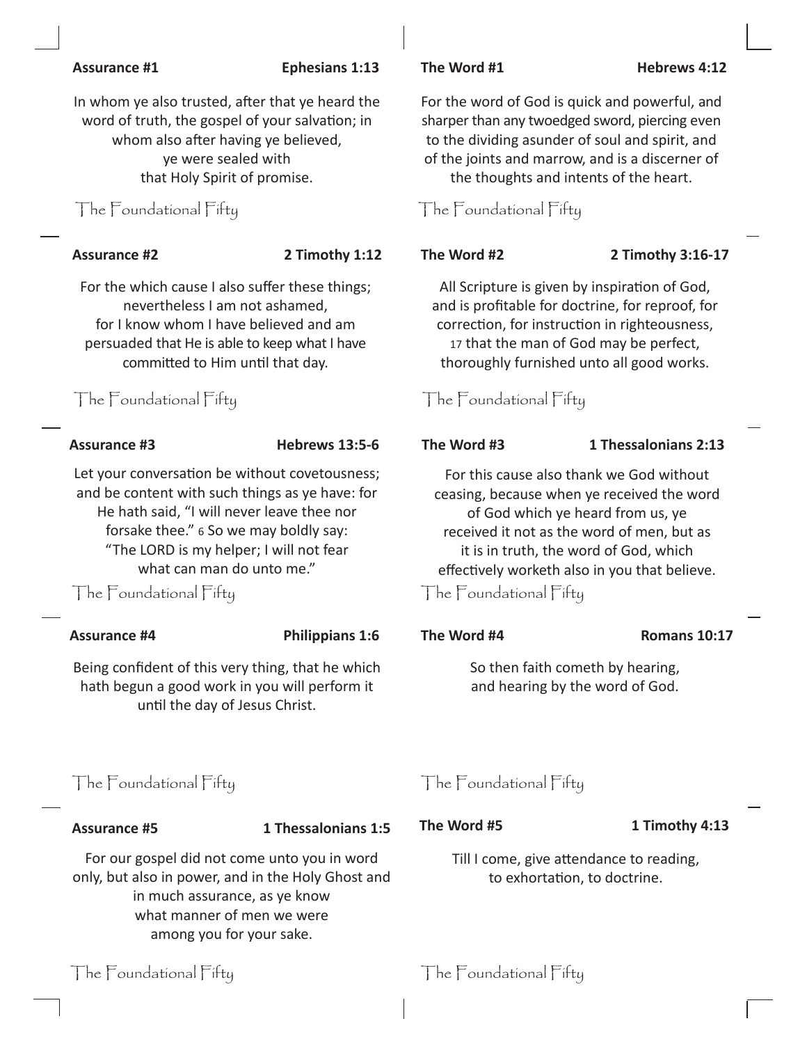**Assurance #1** **Ephesians 1:13**

In whom ye also trusted, after that ye heard the word of truth, the gospel of your salvation; in whom also after having ye believed, ye were sealed with that Holy Spirit of promise.

The Foundational Fifty

**Assurance #2** **2 Timothy 1:12**

For the which cause I also suffer these things; nevertheless I am not ashamed, for I know whom I have believed and am persuaded that He is able to keep what I have committed to Him until that day.

The Foundational Fifty

**Assurance #3** **Hebrews 13:5-6**

Let your conversation be without covetousness; and be content with such things as ye have: for He hath said, "I will never leave thee nor forsake thee." 6 So we may boldly say: "The LORD is my helper; I will not fear what can man do unto me."

The Foundational Fifty

**Assurance #4** **Philippians 1:6**

Being confident of this very thing, that he which hath begun a good work in you will perform it until the day of Jesus Christ.

The Foundational Fifty

**Assurance #5** **1 Thessalonians 1:5**

For our gospel did not come unto you in word only, but also in power, and in the Holy Ghost and in much assurance, as ye know what manner of men we were among you for your sake.

The Foundational Fifty

**The Word #1** **Hebrews 4:12**

For the word of God is quick and powerful, and sharper than any twoedged sword, piercing even to the dividing asunder of soul and spirit, and of the joints and marrow, and is a discerner of the thoughts and intents of the heart.

The Foundational Fifty

**The Word #2** **2 Timothy 3:16-17**

All Scripture is given by inspiration of God, and is profitable for doctrine, for reproof, for correction, for instruction in righteousness, 17 that the man of God may be perfect, thoroughly furnished unto all good works.

The Foundational Fifty

**The Word #3** **1 Thessalonians 2:13**

For this cause also thank we God without ceasing, because when ye received the word of God which ye heard from us, ye received it not as the word of men, but as it is in truth, the word of God, which effectively worketh also in you that believe.

The Foundational Fifty

**The Word #4** **Romans 10:17**

So then faith cometh by hearing, and hearing by the word of God.

The Foundational Fifty

**The Word #5** **1 Timothy 4:13**

Till I come, give attendance to reading, to exhortation, to doctrine.

The Foundational Fifty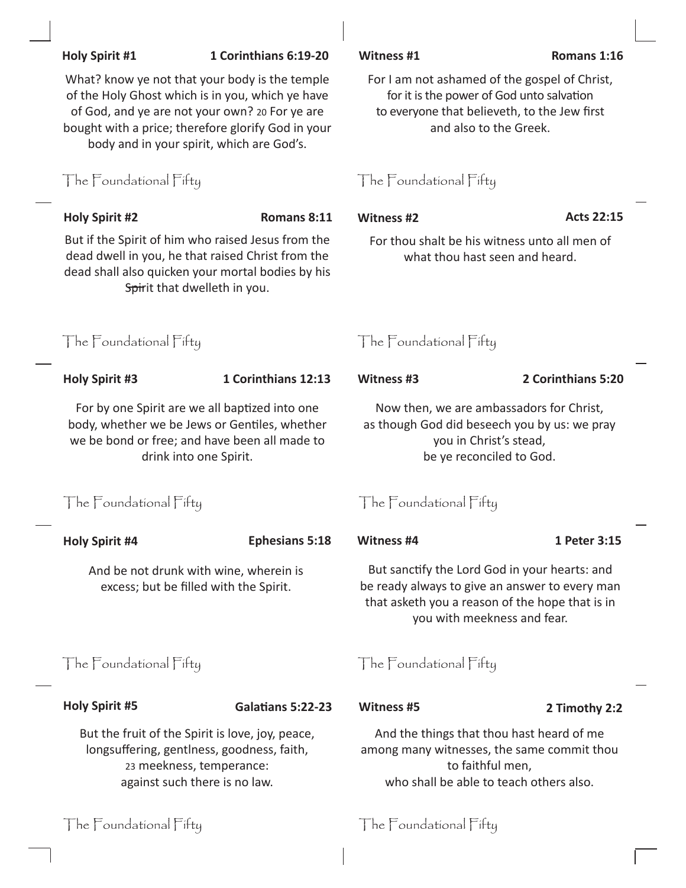**Holy Spirit #1** **1 Corinthians 6:19-20**

What? know ye not that your body is the temple of the Holy Ghost which is in you, which ye have of God, and ye are not your own? 20 For ye are bought with a price; therefore glorify God in your body and in your spirit, which are God's.

The Foundational Fifty

**Holy Spirit #2** **Romans 8:11**

But if the Spirit of him who raised Jesus from the dead dwell in you, he that raised Christ from the dead shall also quicken your mortal bodies by his ~~Spi~~rit that dwelleth in you.

The Foundational Fifty

**Holy Spirit #3** **1 Corinthians 12:13**

For by one Spirit are we all baptized into one body, whether we be Jews or Gentiles, whether we be bond or free; and have been all made to drink into one Spirit.

The Foundational Fifty

**Holy Spirit #4** **Ephesians 5:18**

And be not drunk with wine, wherein is excess; but be filled with the Spirit.

The Foundational Fifty

**Holy Spirit #5** **Galatians 5:22-23**

But the fruit of the Spirit is love, joy, peace, longsuffering, gentlness, goodness, faith, 23 meekness, temperance: against such there is no law.

The Foundational Fifty

**Witness #1** **Romans 1:16**

For I am not ashamed of the gospel of Christ, for it is the power of God unto salvation to everyone that believeth, to the Jew first and also to the Greek.

The Foundational Fifty

**Witness #2** **Acts 22:15**

For thou shalt be his witness unto all men of what thou hast seen and heard.

The Foundational Fifty

**Witness #3** **2 Corinthians 5:20**

Now then, we are ambassadors for Christ, as though God did beseech you by us: we pray you in Christ's stead, be ye reconciled to God.

The Foundational Fifty

**Witness #4** **1 Peter 3:15**

But sanctify the Lord God in your hearts: and be ready always to give an answer to every man that asketh you a reason of the hope that is in you with meekness and fear.

The Foundational Fifty

**Witness #5** **2 Timothy 2:2**

And the things that thou hast heard of me among many witnesses, the same commit thou to faithful men, who shall be able to teach others also.

The Foundational Fifty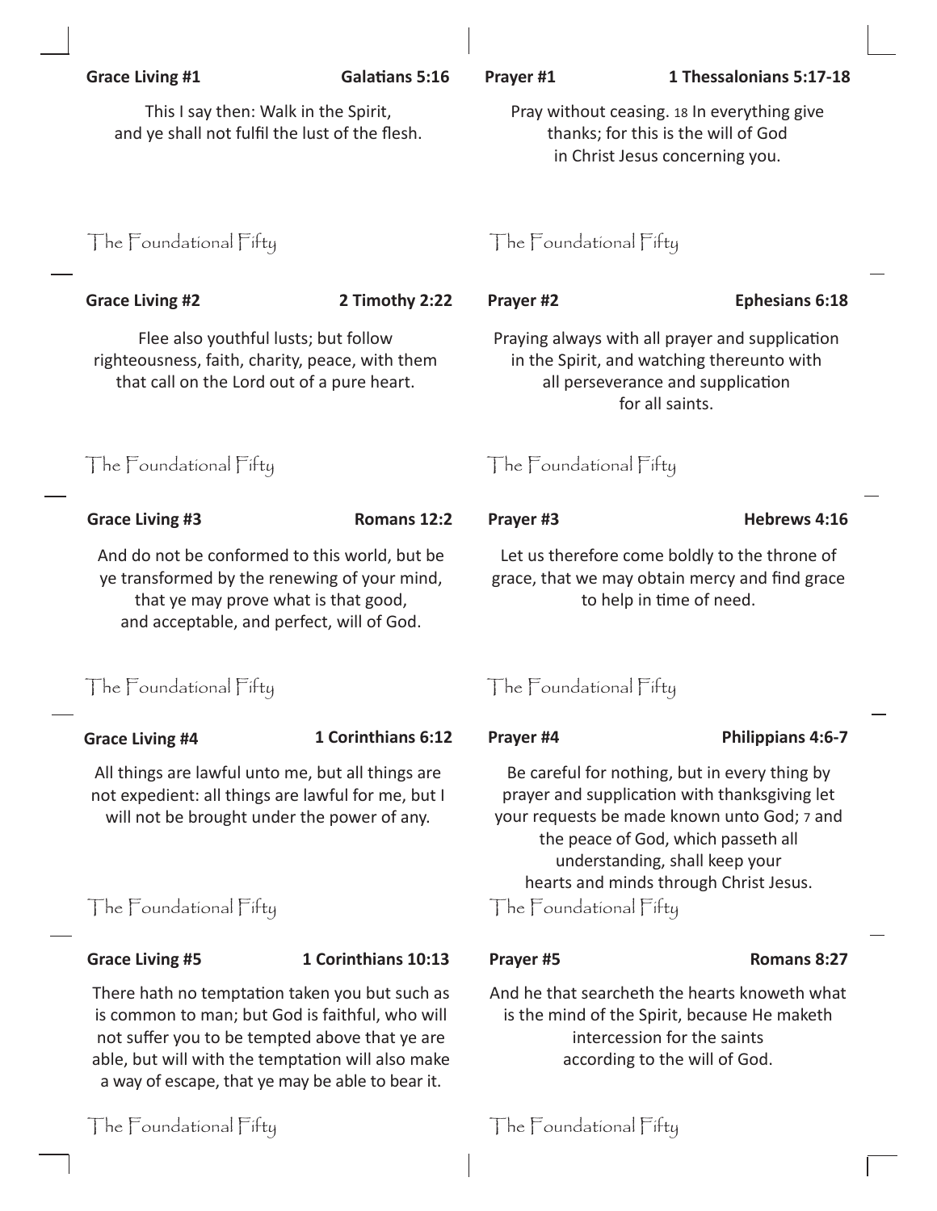**Grace Living #1** **Galatians 5:16**

This I say then: Walk in the Spirit, and ye shall not fulfil the lust of the flesh.

The Foundational Fifty

**Prayer #1** **1 Thessalonians 5:17-18**

Pray without ceasing. 18 In everything give thanks; for this is the will of God in Christ Jesus concerning you.

The Foundational Fifty

**Grace Living #2** **2 Timothy 2:22**

Flee also youthful lusts; but follow righteousness, faith, charity, peace, with them that call on the Lord out of a pure heart.

The Foundational Fifty

**Prayer #2** **Ephesians 6:18**

Praying always with all prayer and supplication in the Spirit, and watching thereunto with all perseverance and supplication for all saints.

The Foundational Fifty

**Grace Living #3** **Romans 12:2**

And do not be conformed to this world, but be ye transformed by the renewing of your mind, that ye may prove what is that good, and acceptable, and perfect, will of God.

The Foundational Fifty

**Prayer #3** **Hebrews 4:16**

Let us therefore come boldly to the throne of grace, that we may obtain mercy and find grace to help in time of need.

The Foundational Fifty

**Grace Living #4** **1 Corinthians 6:12**

All things are lawful unto me, but all things are not expedient: all things are lawful for me, but I will not be brought under the power of any.

The Foundational Fifty

**Prayer #4** **Philippians 4:6-7**

Be careful for nothing, but in every thing by prayer and supplication with thanksgiving let your requests be made known unto God; 7 and the peace of God, which passeth all understanding, shall keep your hearts and minds through Christ Jesus.

The Foundational Fifty

**Grace Living #5** **1 Corinthians 10:13**

There hath no temptation taken you but such as is common to man; but God is faithful, who will not suffer you to be tempted above that ye are able, but will with the temptation will also make a way of escape, that ye may be able to bear it.

The Foundational Fifty

**Prayer #5** **Romans 8:27**

And he that searcheth the hearts knoweth what is the mind of the Spirit, because He maketh intercession for the saints according to the will of God.

The Foundational Fifty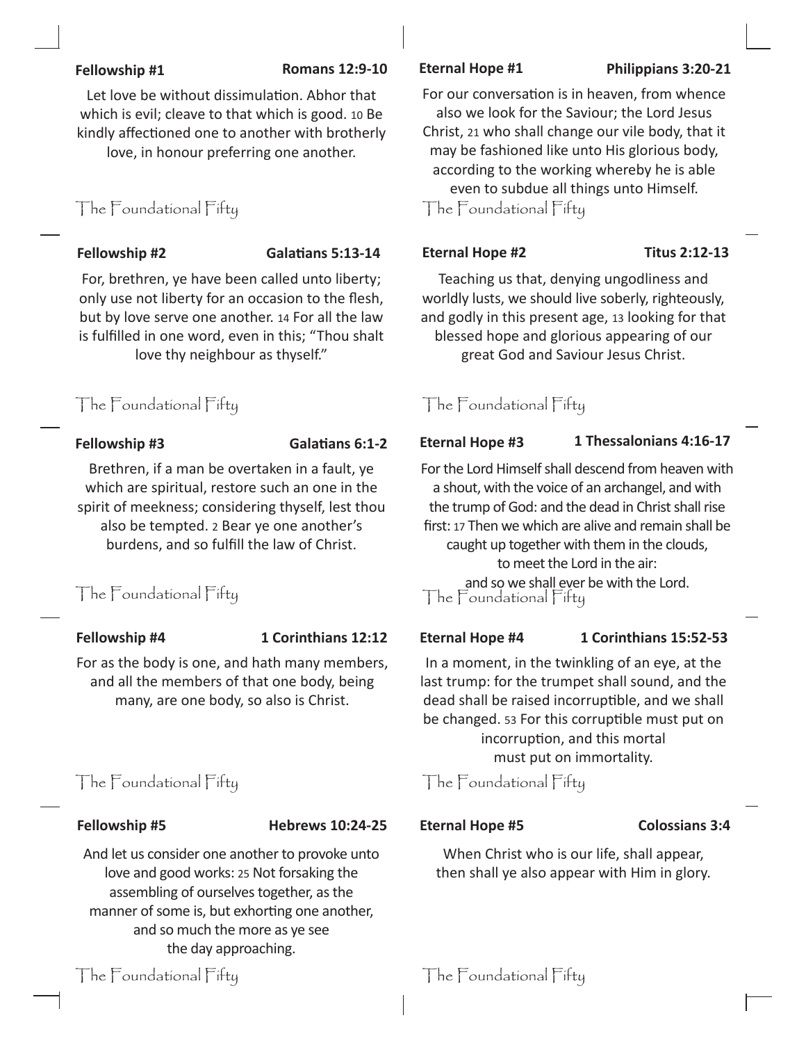**Fellowship #1** **Romans 12:9-10**

Let love be without dissimulation. Abhor that which is evil; cleave to that which is good. 10 Be kindly affectioned one to another with brotherly love, in honour preferring one another.

The Foundational Fifty

**Fellowship #2** **Galatians 5:13-14**

For, brethren, ye have been called unto liberty; only use not liberty for an occasion to the flesh, but by love serve one another. 14 For all the law is fulfilled in one word, even in this; "Thou shalt love thy neighbour as thyself."

The Foundational Fifty

**Fellowship #3** **Galatians 6:1-2**

Brethren, if a man be overtaken in a fault, ye which are spiritual, restore such an one in the spirit of meekness; considering thyself, lest thou also be tempted. 2 Bear ye one another's burdens, and so fulfill the law of Christ.

The Foundational Fifty

**Fellowship #4** **1 Corinthians 12:12**

For as the body is one, and hath many members, and all the members of that one body, being many, are one body, so also is Christ.

The Foundational Fifty

**Fellowship #5** **Hebrews 10:24-25**

And let us consider one another to provoke unto love and good works: 25 Not forsaking the assembling of ourselves together, as the manner of some is, but exhorting one another, and so much the more as ye see the day approaching.

The Foundational Fifty

**Eternal Hope #1** **Philippians 3:20-21**

For our conversation is in heaven, from whence also we look for the Saviour; the Lord Jesus Christ, 21 who shall change our vile body, that it may be fashioned like unto His glorious body, according to the working whereby he is able even to subdue all things unto Himself.

The Foundational Fifty

**Eternal Hope #2** **Titus 2:12-13**

Teaching us that, denying ungodliness and worldly lusts, we should live soberly, righteously, and godly in this present age, 13 looking for that blessed hope and glorious appearing of our great God and Saviour Jesus Christ.

The Foundational Fifty

**Eternal Hope #3** **1 Thessalonians 4:16-17**

For the Lord Himself shall descend from heaven with a shout, with the voice of an archangel, and with the trump of God: and the dead in Christ shall rise first: 17 Then we which are alive and remain shall be caught up together with them in the clouds, to meet the Lord in the air: and so we shall ever be with the Lord.

The Foundational Fifty

**Eternal Hope #4** **1 Corinthians 15:52-53**

In a moment, in the twinkling of an eye, at the last trump: for the trumpet shall sound, and the dead shall be raised incorruptible, and we shall be changed. 53 For this corruptible must put on incorruption, and this mortal must put on immortality.

The Foundational Fifty

**Eternal Hope #5** **Colossians 3:4**

When Christ who is our life, shall appear, then shall ye also appear with Him in glory.

The Foundational Fifty